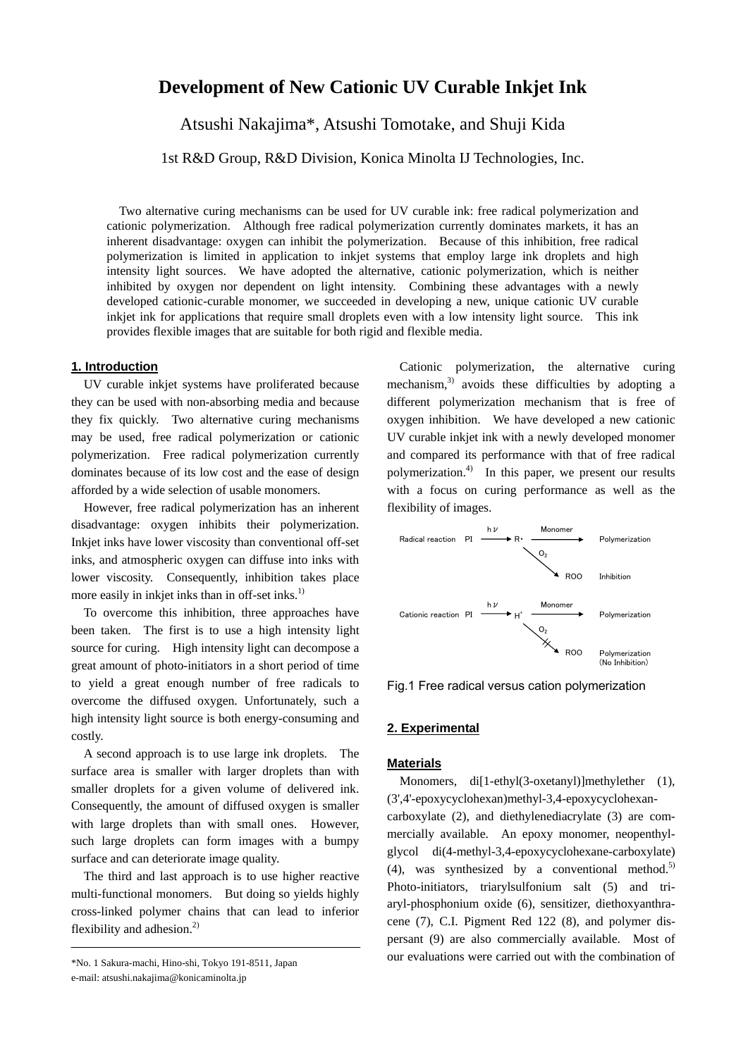# Development of New Cationic UV Curable Inkjet Ink

Atsushi Nakajima*, Atsushi Tomotake, and Shuji Kida

1st R&D Group, R&D Division, Konica Minolta IJ Technologies, Inc.

Two alternative curing mechanisms can be used for UV curable ink: free radical polymerization and cationic polymerization. Although free radical polymerization currently dominates markets, it has an inherent disadvantage: oxygen can inhibit the polymerization. Because of this inhibition, free radical polymerization is limited in application to inkjet systems that employ large ink droplets and high intensity light sources. We have adopted the alternative, cationic polymerization, which is neither inhibited by oxygen nor dependent on light intensity. Combining these advantages with a newly developed cationic-curable monomer, we succeeded in developing a new, unique cationic UV curable inkjet ink for applications that require small droplets even with a low intensity light source. This ink provides flexible images that are suitable for both rigid and flexible media.

## 1. Introduction

UV curable inkjet systems have proliferated because they can be used with non-absorbing media and because they fix quickly. Two alternative curing mechanisms may be used, free radical polymerization or cationic polymerization. Free radical polymerization currently dominates because of its low cost and the ease of design afforded by a wide selection of usable monomers.

However, free radical polymerization has an inherent disadvantage: oxygen inhibits their polymerization. Inkjet inks have lower viscosity than conventional off-set inks, and atmospheric oxygen can diffuse into inks with lower viscosity. Consequently, inhibition takes place more easily in inkjet inks than in off-set inks.[1]

To overcome this inhibition, three approaches have been taken. The first is to use a high intensity light source for curing. High intensity light can decompose a great amount of photo-initiators in a short period of time to yield a great enough number of free radicals to overcome the diffused oxygen. Unfortunately, such a high intensity light source is both energy-consuming and costly.

A second approach is to use large ink droplets. The surface area is smaller with larger droplets than with smaller droplets for a given volume of delivered ink. Consequently, the amount of diffused oxygen is smaller with large droplets than with small ones. However, such large droplets can form images with a bumpy surface and can deteriorate image quality.

The third and last approach is to use higher reactive multi-functional monomers. But doing so yields highly cross-linked polymer chains that can lead to inferior flexibility and adhesion.[2]

Cationic polymerization, the alternative curing mechanism,[3] avoids these difficulties by adopting a different polymerization mechanism that is free of oxygen inhibition. We have developed a new cationic UV curable inkjet ink with a newly developed monomer and compared its performance with that of free radical polymerization.[4] In this paper, we present our results with a focus on curing performance as well as the flexibility of images.

Radical reaction PI —hν→ R· —Monomer→ Polymerization; R· —$O_2$→ ROO Inhibition

Cationic reaction PI —hν→ $H^+$ —Monomer→ Polymerization; $H^+$ —$O_2$ (blocked)→ ROO Polymerization (No Inhibition)

Fig.1 Free radical versus cation polymerization

## 2. Experimental

### Materials

Monomers, di[1-ethyl(3-oxetanyl)]methylether (1), (3',4'-epoxycyclohexan)methyl-3,4-epoxycyclohexan-carboxylate (2), and diethylenediacrylate (3) are commercially available. An epoxy monomer, neopenthyl-glycol di(4-methyl-3,4-epoxycyclohexane-carboxylate) (4), was synthesized by a conventional method.[5] Photo-initiators, triarylsulfonium salt (5) and tri-aryl-phosphonium oxide (6), sensitizer, diethoxyanthracene (7), C.I. Pigment Red 122 (8), and polymer dispersant (9) are also commercially available. Most of our evaluations were carried out with the combination of

*No. 1 Sakura-machi, Hino-shi, Tokyo 191-8511, Japan
e-mail: atsushi.nakajima@konicaminolta.jp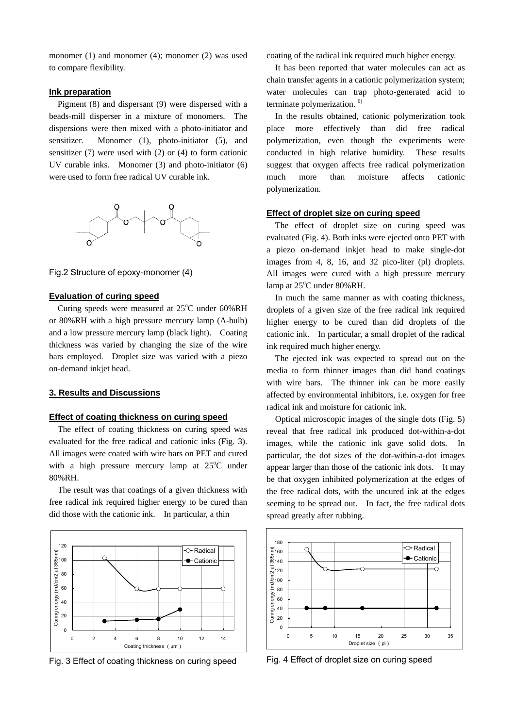monomer (1) and monomer (4); monomer (2) was used to compare flexibility.

### Ink preparation

Pigment (8) and dispersant (9) were dispersed with a beads-mill disperser in a mixture of monomers. The dispersions were then mixed with a photo-initiator and sensitizer. Monomer (1), photo-initiator (5), and sensitizer (7) were used with (2) or (4) to form cationic UV curable inks. Monomer (3) and photo-initiator (6) were used to form free radical UV curable ink.

Fig.2 Structure of epoxy-monomer (4)

### Evaluation of curing speed

Curing speeds were measured at 25°C under 60%RH or 80%RH with a high pressure mercury lamp (A-bulb) and a low pressure mercury lamp (black light). Coating thickness was varied by changing the size of the wire bars employed. Droplet size was varied with a piezo on-demand inkjet head.

## 3. Results and Discussions

### Effect of coating thickness on curing speed

The effect of coating thickness on curing speed was evaluated for the free radical and cationic inks (Fig. 3). All images were coated with wire bars on PET and cured with a high pressure mercury lamp at 25°C under 80%RH.

The result was that coatings of a given thickness with free radical ink required higher energy to be cured than did those with the cationic ink. In particular, a thin coating of the radical ink required much higher energy.

It has been reported that water molecules can act as chain transfer agents in a cationic polymerization system; water molecules can trap photo-generated acid to terminate polymerization. [6)]

In the results obtained, cationic polymerization took place more effectively than did free radical polymerization, even though the experiments were conducted in high relative humidity. These results suggest that oxygen affects free radical polymerization much more than moisture affects cationic polymerization.

### Effect of droplet size on curing speed

The effect of droplet size on curing speed was evaluated (Fig. 4). Both inks were ejected onto PET with a piezo on-demand inkjet head to make single-dot images from 4, 8, 16, and 32 pico-liter (pl) droplets. All images were cured with a high pressure mercury lamp at 25°C under 80%RH.

In much the same manner as with coating thickness, droplets of a given size of the free radical ink required higher energy to be cured than did droplets of the cationic ink. In particular, a small droplet of the radical ink required much higher energy.

The ejected ink was expected to spread out on the media to form thinner images than did hand coatings with wire bars. The thinner ink can be more easily affected by environmental inhibitors, i.e. oxygen for free radical ink and moisture for cationic ink.

Optical microscopic images of the single dots (Fig. 5) reveal that free radical ink produced dot-within-a-dot images, while the cationic ink gave solid dots. In particular, the dot sizes of the dot-within-a-dot images appear larger than those of the cationic ink dots. It may be that oxygen inhibited polymerization at the edges of the free radical dots, with the uncured ink at the edges seeming to be spread out. In fact, the free radical dots spread greatly after rubbing.

Fig. 3 Effect of coating thickness on curing speed

Fig. 4 Effect of droplet size on curing speed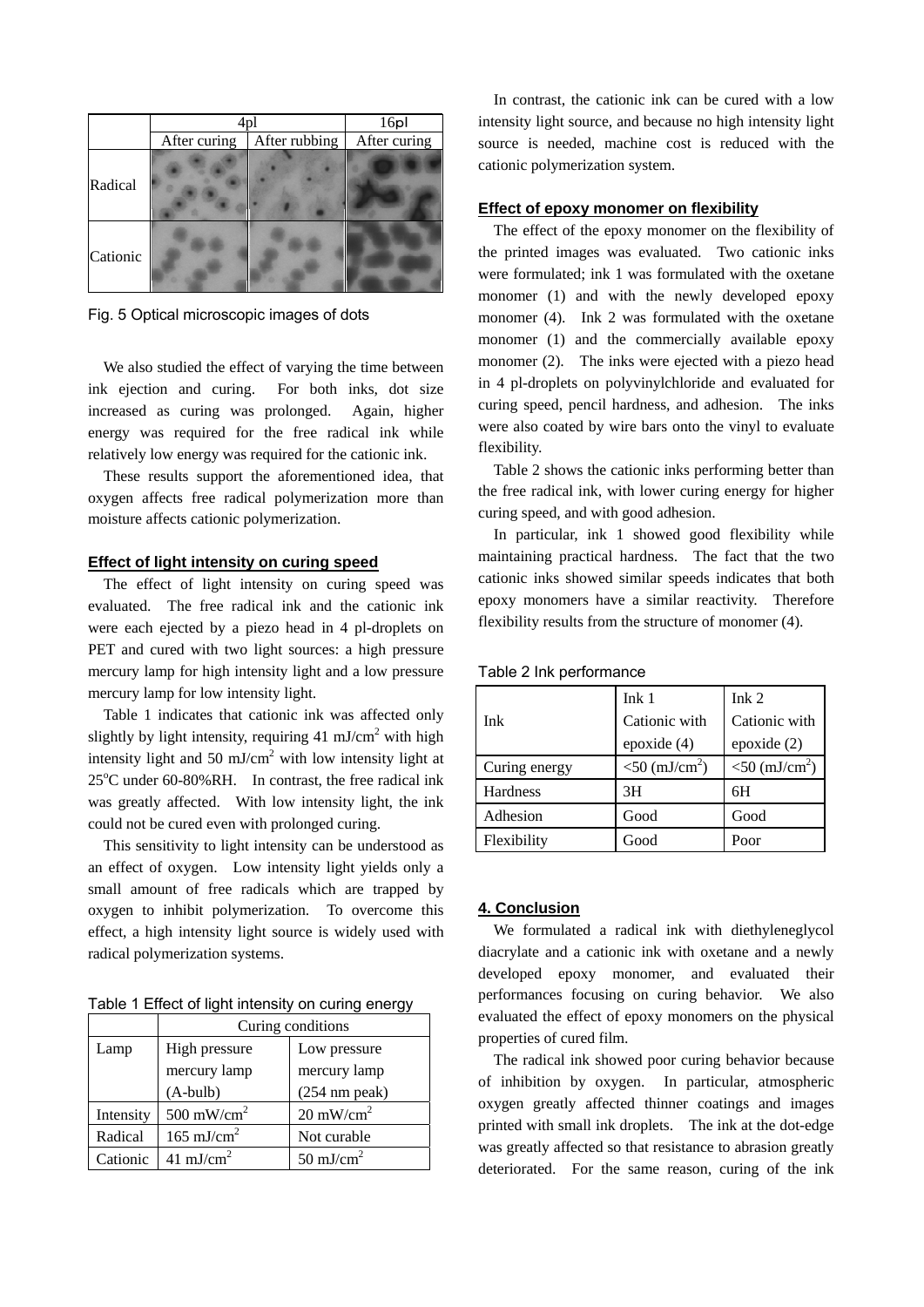| | 4pl | | 16pl |
|---|---|---|---|
| | After curing | After rubbing | After curing |
| Radical | | | |
| Cationic | | | |

Fig. 5 Optical microscopic images of dots

We also studied the effect of varying the time between ink ejection and curing. For both inks, dot size increased as curing was prolonged. Again, higher energy was required for the free radical ink while relatively low energy was required for the cationic ink.

These results support the aforementioned idea, that oxygen affects free radical polymerization more than moisture affects cationic polymerization.

## Effect of light intensity on curing speed

The effect of light intensity on curing speed was evaluated. The free radical ink and the cationic ink were each ejected by a piezo head in 4 pl-droplets on PET and cured with two light sources: a high pressure mercury lamp for high intensity light and a low pressure mercury lamp for low intensity light.

Table 1 indicates that cationic ink was affected only slightly by light intensity, requiring 41 mJ/cm$^2$ with high intensity light and 50 mJ/cm$^2$ with low intensity light at 25$^o$C under 60-80%RH. In contrast, the free radical ink was greatly affected. With low intensity light, the ink could not be cured even with prolonged curing.

This sensitivity to light intensity can be understood as an effect of oxygen. Low intensity light yields only a small amount of free radicals which are trapped by oxygen to inhibit polymerization. To overcome this effect, a high intensity light source is widely used with radical polymerization systems.

Table 1 Effect of light intensity on curing energy

| | Curing conditions | |
|---|---|---|
| Lamp | High pressure mercury lamp (A-bulb) | Low pressure mercury lamp (254 nm peak) |
| Intensity | 500 mW/cm$^2$ | 20 mW/cm$^2$ |
| Radical | 165 mJ/cm$^2$ | Not curable |
| Cationic | 41 mJ/cm$^2$ | 50 mJ/cm$^2$ |

In contrast, the cationic ink can be cured with a low intensity light source, and because no high intensity light source is needed, machine cost is reduced with the cationic polymerization system.

## Effect of epoxy monomer on flexibility

The effect of the epoxy monomer on the flexibility of the printed images was evaluated. Two cationic inks were formulated; ink 1 was formulated with the oxetane monomer (1) and with the newly developed epoxy monomer (4). Ink 2 was formulated with the oxetane monomer (1) and the commercially available epoxy monomer (2). The inks were ejected with a piezo head in 4 pl-droplets on polyvinylchloride and evaluated for curing speed, pencil hardness, and adhesion. The inks were also coated by wire bars onto the vinyl to evaluate flexibility.

Table 2 shows the cationic inks performing better than the free radical ink, with lower curing energy for higher curing speed, and with good adhesion.

In particular, ink 1 showed good flexibility while maintaining practical hardness. The fact that the two cationic inks showed similar speeds indicates that both epoxy monomers have a similar reactivity. Therefore flexibility results from the structure of monomer (4).

Table 2 Ink performance

| Ink | Ink 1 Cationic with epoxide (4) | Ink 2 Cationic with epoxide (2) |
|---|---|---|
| Curing energy | <50 (mJ/cm$^2$) | <50 (mJ/cm$^2$) |
| Hardness | 3H | 6H |
| Adhesion | Good | Good |
| Flexibility | Good | Poor |

## 4. Conclusion

We formulated a radical ink with diethyleneglycol diacrylate and a cationic ink with oxetane and a newly developed epoxy monomer, and evaluated their performances focusing on curing behavior. We also evaluated the effect of epoxy monomers on the physical properties of cured film.

The radical ink showed poor curing behavior because of inhibition by oxygen. In particular, atmospheric oxygen greatly affected thinner coatings and images printed with small ink droplets. The ink at the dot-edge was greatly affected so that resistance to abrasion greatly deteriorated. For the same reason, curing of the ink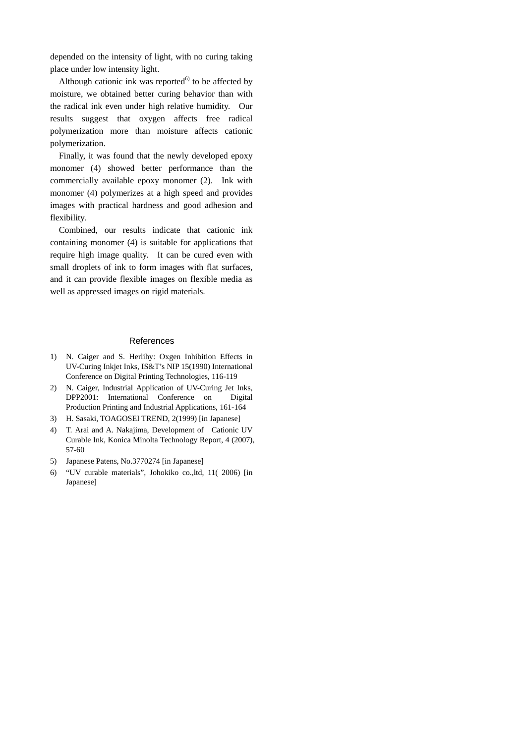depended on the intensity of light, with no curing taking place under low intensity light.

Although cationic ink was reported[6] to be affected by moisture, we obtained better curing behavior than with the radical ink even under high relative humidity. Our results suggest that oxygen affects free radical polymerization more than moisture affects cationic polymerization.

Finally, it was found that the newly developed epoxy monomer (4) showed better performance than the commercially available epoxy monomer (2). Ink with monomer (4) polymerizes at a high speed and provides images with practical hardness and good adhesion and flexibility.

Combined, our results indicate that cationic ink containing monomer (4) is suitable for applications that require high image quality. It can be cured even with small droplets of ink to form images with flat surfaces, and it can provide flexible images on flexible media as well as appressed images on rigid materials.

## References

1) N. Caiger and S. Herlihy: Oxgen Inhibition Effects in UV-Curing Inkjet Inks, IS&T's NIP 15(1990) International Conference on Digital Printing Technologies, 116-119
2) N. Caiger, Industrial Application of UV-Curing Jet Inks, DPP2001: International Conference on Digital Production Printing and Industrial Applications, 161-164
3) H. Sasaki, TOAGOSEI TREND, 2(1999) [in Japanese]
4) T. Arai and A. Nakajima, Development of Cationic UV Curable Ink, Konica Minolta Technology Report, 4 (2007), 57-60
5) Japanese Patens, No.3770274 [in Japanese]
6) "UV curable materials", Johokiko co.,ltd, 11( 2006) [in Japanese]